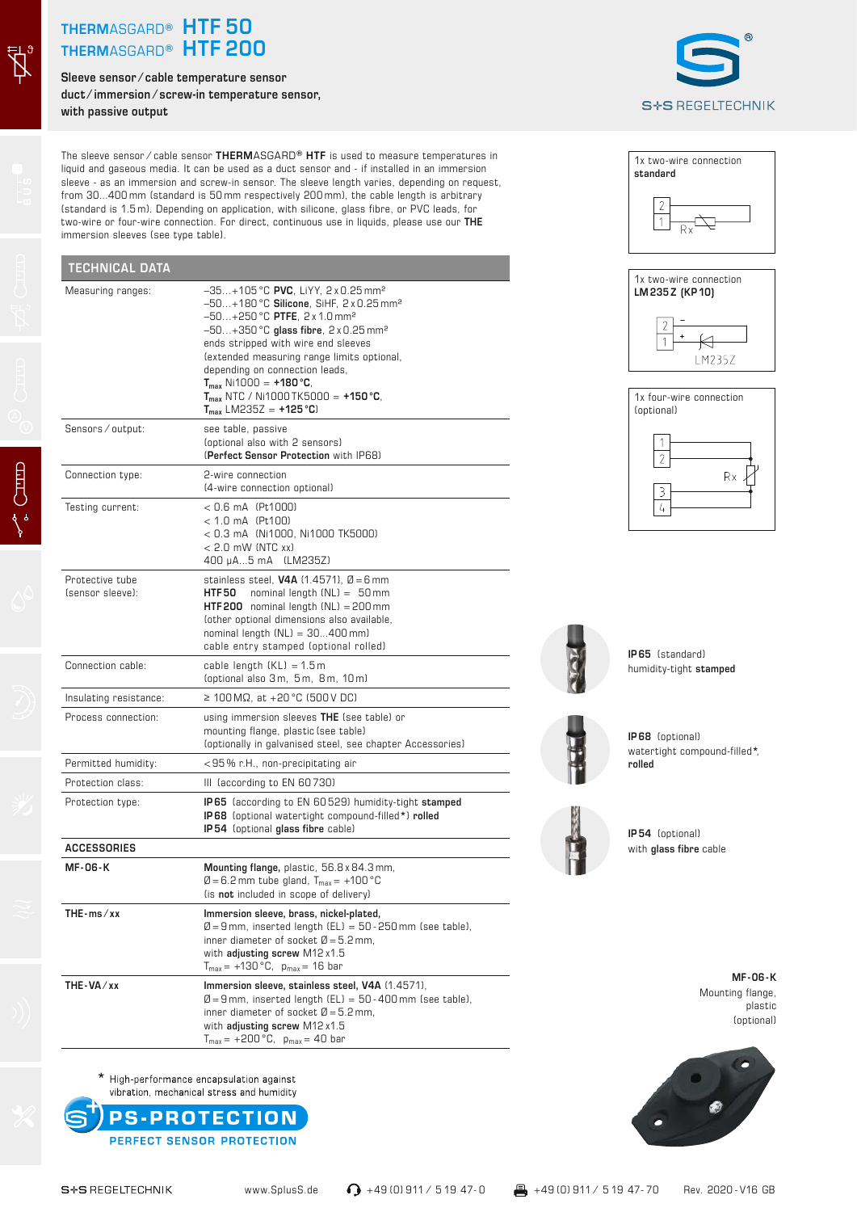# THERMASGARD® HTF 50
# THERMASGARD® HTF 200

**Sleeve sensor / cable temperature sensor**
**duct / immersion / screw-in temperature sensor,**
**with passive output**

S+S REGELTECHNIK

The sleeve sensor / cable sensor **THERM**ASGARD® **HTF** is used to measure temperatures in liquid and gaseous media. It can be used as a duct sensor and - if installed in an immersion sleeve - as an immersion and screw-in sensor. The sleeve length varies, depending on request, from 30...400 mm (standard is 50 mm respectively 200 mm), the cable length is arbitrary (standard is 1.5 m). Depending on application, with silicone, glass fibre, or PVC leads, for two-wire or four-wire connection. For direct, continuous use in liquids, please use our **THE** immersion sleeves (see type table).

## TECHNICAL DATA

| | |
|---|---|
| Measuring ranges: | –35...+105 °C **PVC**, LiYY, 2 x 0.25 mm²<br>–50...+180 °C **Silicone**, SiHF, 2 x 0.25 mm²<br>–50...+250 °C **PTFE**, 2 x 1.0 mm²<br>–50...+350 °C **glass fibre**, 2 x 0.25 mm²<br>ends stripped with wire end sleeves<br>(extended measuring range limits optional, depending on connection leads,<br>$T_{max}$ Ni1000 = **+180 °C**,<br>$T_{max}$ NTC / Ni1000TK5000 = **+150 °C**,<br>$T_{max}$ LM235Z = **+125 °C**) |
| Sensors / output: | see table, passive<br>(optional also with 2 sensors)<br>(**Perfect Sensor Protection** with IP68) |
| Connection type: | 2-wire connection<br>(4-wire connection optional) |
| Testing current: | < 0.6 mA (Pt1000)<br>< 1.0 mA (Pt100)<br>< 0.3 mA (Ni1000, Ni1000 TK5000)<br>< 2.0 mW (NTC xx)<br>400 µA...5 mA (LM235Z) |
| Protective tube (sensor sleeve): | stainless steel, **V4A** (1.4571), Ø = 6 mm<br>**HTF50** nominal length (NL) = 50 mm<br>**HTF200** nominal length (NL) = 200 mm<br>(other optional dimensions also available, nominal length (NL) = 30...400 mm)<br>cable entry stamped (optional rolled) |
| Connection cable: | cable length (KL) = 1.5 m<br>(optional also 3 m, 5 m, 8 m, 10 m) |
| Insulating resistance: | ≥ 100 MΩ, at +20 °C (500 V DC) |
| Process connection: | using immersion sleeves **THE** (see table) or mounting flange, plastic (see table)<br>(optionally in galvanised steel, see chapter Accessories) |
| Permitted humidity: | < 95 % r.H., non-precipitating air |
| Protection class: | III (according to EN 60 730) |
| Protection type: | **IP65** (according to EN 60 529) humidity-tight **stamped**<br>**IP68** (optional watertight compound-filled*) **rolled**<br>**IP54** (optional **glass fibre** cable) |

### ACCESSORIES

| | |
|---|---|
| **MF-06-K** | **Mounting flange,** plastic, 56.8 x 84.3 mm,<br>Ø = 6.2 mm tube gland, $T_{max}$ = +100 °C<br>(is **not** included in scope of delivery) |
| **THE-ms / xx** | **Immersion sleeve, brass, nickel-plated,**<br>Ø = 9 mm, inserted length (EL) = 50 - 250 mm (see table),<br>inner diameter of socket Ø = 5.2 mm,<br>with **adjusting screw** M12 x 1.5<br>$T_{max}$ = +130 °C, $p_{max}$ = 16 bar |
| **THE-VA / xx** | **Immersion sleeve, stainless steel, V4A** (1.4571),<br>Ø = 9 mm, inserted length (EL) = 50 - 400 mm (see table),<br>inner diameter of socket Ø = 5.2 mm,<br>with **adjusting screw** M12 x 1.5<br>$T_{max}$ = +200 °C, $p_{max}$ = 40 bar |

\* High-performance encapsulation against vibration, mechanical stress and humidity

**PS-PROTECTION**
PERFECT SENSOR PROTECTION

1x two-wire connection
**standard**

2 / 1 — Rx

1x two-wire connection
**LM235Z (KP10)**

2 (–) / 1 (+) — LM235Z

1x four-wire connection
(optional)

1 / 2 / 3 / 4 — Rx

**IP65** (standard)
humidity-tight **stamped**

**IP68** (optional)
watertight compound-filled*,
**rolled**

**IP54** (optional)
with **glass fibre** cable

**MF-06-K**
Mounting flange,
plastic
(optional)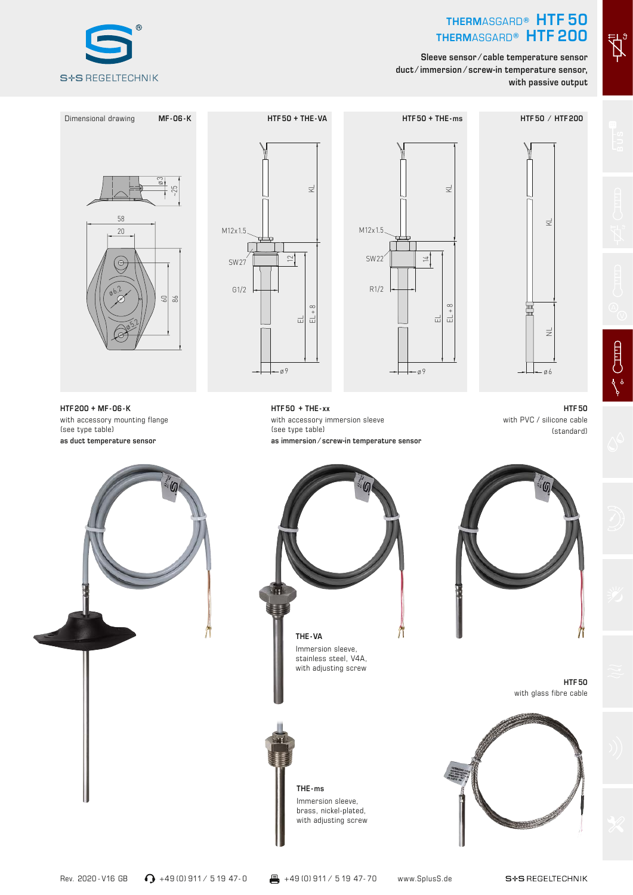# THERMASGARD® HTF 50
# THERMASGARD® HTF 200

Sleeve sensor / cable temperature sensor
duct / immersion / screw-in temperature sensor,
with passive output

Dimensional drawing MF-06-K

HTF 50 + THE-VA

HTF 50 + THE-ms

HTF 50 / HTF 200

**HTF 200 + MF-06-K**
with accessory mounting flange
(see type table)
**as duct temperature sensor**

**HTF 50 + THE-xx**
with accessory immersion sleeve
(see type table)
**as immersion / screw-in temperature sensor**

**HTF 50**
with PVC / silicone cable
(standard)

**THE-VA**
Immersion sleeve,
stainless steel, V4A,
with adjusting screw

**HTF 50**
with glass fibre cable

**THE-ms**
Immersion sleeve,
brass, nickel-plated,
with adjusting screw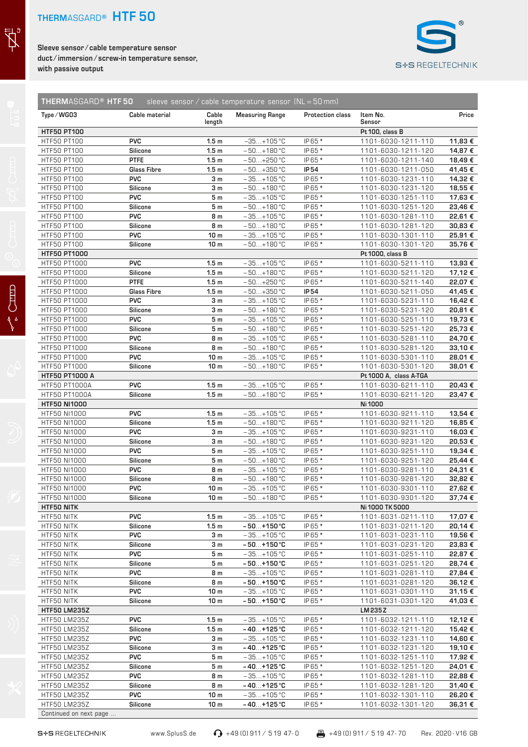# THERMASGARD® HTF 50

Sleeve sensor / cable temperature sensor
duct / immersion / screw-in temperature sensor,
with passive output

S+S REGELTECHNIK

**THERMASGARD® HTF 50** sleeve sensor / cable temperature sensor (NL = 50 mm)

| Type / WG03 | Cable material | Cable length | Measuring Range | Protection class | Item No. Sensor | Price |
|---|---|---|---|---|---|---|
| **HTF50 PT100** | | | | | **Pt 100, class B** | |
| HTF50 PT100 | PVC | 1.5 m | −35...+105 °C | IP65 * | 1101-6030-1211-110 | 11,83 € |
| HTF50 PT100 | Silicone | 1.5 m | −50...+180 °C | IP65 * | 1101-6030-1211-120 | 14,87 € |
| HTF50 PT100 | PTFE | 1.5 m | −50...+250 °C | IP65 * | 1101-6030-1211-140 | 18,49 € |
| HTF50 PT100 | Glass Fibre | 1.5 m | −50...+350 °C | IP54 | 1101-6030-1211-050 | 41,45 € |
| HTF50 PT100 | PVC | 3 m | −35...+105 °C | IP65 * | 1101-6030-1231-110 | 14,32 € |
| HTF50 PT100 | Silicone | 3 m | −50...+180 °C | IP65 * | 1101-6030-1231-120 | 18,55 € |
| HTF50 PT100 | PVC | 5 m | −35...+105 °C | IP65 * | 1101-6030-1251-110 | 17,63 € |
| HTF50 PT100 | Silicone | 5 m | −50...+180 °C | IP65 * | 1101-6030-1251-120 | 23,46 € |
| HTF50 PT100 | PVC | 8 m | −35...+105 °C | IP65 * | 1101-6030-1281-110 | 22,61 € |
| HTF50 PT100 | Silicone | 8 m | −50...+180 °C | IP65 * | 1101-6030-1281-120 | 30,83 € |
| HTF50 PT100 | PVC | 10 m | −35...+105 °C | IP65 * | 1101-6030-1301-110 | 25,91 € |
| HTF50 PT100 | Silicone | 10 m | −50...+180 °C | IP65 * | 1101-6030-1301-120 | 35,76 € |
| **HTF50 PT1000** | | | | | **Pt 1000, class B** | |
| HTF50 PT1000 | PVC | 1.5 m | −35...+105 °C | IP65 * | 1101-6030-5211-110 | 13,93 € |
| HTF50 PT1000 | Silicone | 1.5 m | −50...+180 °C | IP65 * | 1101-6030-5211-120 | 17,12 € |
| HTF50 PT1000 | PTFE | 1.5 m | −50...+250 °C | IP65 * | 1101-6030-5211-140 | 22,07 € |
| HTF50 PT1000 | Glass Fibre | 1.5 m | −50...+350 °C | IP54 | 1101-6030-5211-050 | 41,45 € |
| HTF50 PT1000 | PVC | 3 m | −35...+105 °C | IP65 * | 1101-6030-5231-110 | 16,42 € |
| HTF50 PT1000 | Silicone | 3 m | −50...+180 °C | IP65 * | 1101-6030-5231-120 | 20,81 € |
| HTF50 PT1000 | PVC | 5 m | −35...+105 °C | IP65 * | 1101-6030-5251-110 | 19,73 € |
| HTF50 PT1000 | Silicone | 5 m | −50...+180 °C | IP65 * | 1101-6030-5251-120 | 25,73 € |
| HTF50 PT1000 | PVC | 8 m | −35...+105 °C | IP65 * | 1101-6030-5281-110 | 24,70 € |
| HTF50 PT1000 | Silicone | 8 m | −50...+180 °C | IP65 * | 1101-6030-5281-120 | 33,10 € |
| HTF50 PT1000 | PVC | 10 m | −35...+105 °C | IP65 * | 1101-6030-5301-110 | 28,01 € |
| HTF50 PT1000 | Silicone | 10 m | −50...+180 °C | IP65 * | 1101-6030-5301-120 | 38,01 € |
| **HTF50 PT1000 A** | | | | | **Pt 1000 A, class A-TGA** | |
| HTF50 PT1000A | PVC | 1.5 m | −35...+105 °C | IP65 * | 1101-6030-6211-110 | 20,43 € |
| HTF50 PT1000A | Silicone | 1.5 m | −50...+180 °C | IP65 * | 1101-6030-6211-120 | 23,47 € |
| **HTF50 NI1000** | | | | | **Ni 1000** | |
| HTF50 NI1000 | PVC | 1.5 m | −35...+105 °C | IP65 * | 1101-6030-9211-110 | 13,54 € |
| HTF50 NI1000 | Silicone | 1.5 m | −50...+180 °C | IP65 * | 1101-6030-9211-120 | 16,85 € |
| HTF50 NI1000 | PVC | 3 m | −35...+105 °C | IP65 * | 1101-6030-9231-110 | 16,03 € |
| HTF50 NI1000 | Silicone | 3 m | −50...+180 °C | IP65 * | 1101-6030-9231-120 | 20,53 € |
| HTF50 NI1000 | PVC | 5 m | −35...+105 °C | IP65 * | 1101-6030-9251-110 | 19,34 € |
| HTF50 NI1000 | Silicone | 5 m | −50...+180 °C | IP65 * | 1101-6030-9251-120 | 25,44 € |
| HTF50 NI1000 | PVC | 8 m | −35...+105 °C | IP65 * | 1101-6030-9281-110 | 24,31 € |
| HTF50 NI1000 | Silicone | 8 m | −50...+180 °C | IP65 * | 1101-6030-9281-120 | 32,82 € |
| HTF50 NI1000 | PVC | 10 m | −35...+105 °C | IP65 * | 1101-6030-9301-110 | 27,62 € |
| HTF50 NI1000 | Silicone | 10 m | −50...+180 °C | IP65 * | 1101-6030-9301-120 | 37,74 € |
| **HTF50 NITK** | | | | | **Ni 1000 TK 5000** | |
| HTF50 NITK | PVC | 1.5 m | −35...+105 °C | IP65 * | 1101-6031-0211-110 | 17,07 € |
| HTF50 NITK | Silicone | 1.5 m | **−50...+150 °C** | IP65 * | 1101-6031-0211-120 | 20,14 € |
| HTF50 NITK | PVC | 3 m | −35...+105 °C | IP65 * | 1101-6031-0231-110 | 19,56 € |
| HTF50 NITK | Silicone | 3 m | **−50...+150 °C** | IP65 * | 1101-6031-0231-120 | 23,83 € |
| HTF50 NITK | PVC | 5 m | −35...+105 °C | IP65 * | 1101-6031-0251-110 | 22,87 € |
| HTF50 NITK | Silicone | 5 m | **−50...+150 °C** | IP65 * | 1101-6031-0251-120 | 28,74 € |
| HTF50 NITK | PVC | 8 m | −35...+105 °C | IP65 * | 1101-6031-0281-110 | 27,84 € |
| HTF50 NITK | Silicone | 8 m | **−50...+150 °C** | IP65 * | 1101-6031-0281-120 | 36,12 € |
| HTF50 NITK | PVC | 10 m | −35...+105 °C | IP65 * | 1101-6031-0301-110 | 31,15 € |
| HTF50 NITK | Silicone | 10 m | **−50...+150 °C** | IP65 * | 1101-6031-0301-120 | 41,03 € |
| **HTF50 LM235Z** | | | | | **LM 235 Z** | |
| HTF50 LM235Z | PVC | 1.5 m | −35...+105 °C | IP65 * | 1101-6032-1211-110 | 12,12 € |
| HTF50 LM235Z | Silicone | 1.5 m | **−40...+125 °C** | IP65 * | 1101-6032-1211-120 | 15,42 € |
| HTF50 LM235Z | PVC | 3 m | −35...+105 °C | IP65 * | 1101-6032-1231-110 | 14,60 € |
| HTF50 LM235Z | Silicone | 3 m | **−40...+125 °C** | IP65 * | 1101-6032-1231-120 | 19,10 € |
| HTF50 LM235Z | PVC | 5 m | −35...+105 °C | IP65 * | 1101-6032-1251-110 | 17,92 € |
| HTF50 LM235Z | Silicone | 5 m | **−40...+125 °C** | IP65 * | 1101-6032-1251-120 | 24,01 € |
| HTF50 LM235Z | PVC | 8 m | −35...+105 °C | IP65 * | 1101-6032-1281-110 | 22,88 € |
| HTF50 LM235Z | Silicone | 8 m | **−40...+125 °C** | IP65 * | 1101-6032-1281-120 | 31,40 € |
| HTF50 LM235Z | PVC | 10 m | −35...+105 °C | IP65 * | 1101-6032-1301-110 | 26,20 € |
| HTF50 LM235Z | Silicone | 10 m | **−40...+125 °C** | IP65 * | 1101-6032-1301-120 | 36,31 € |

Continued on next page ...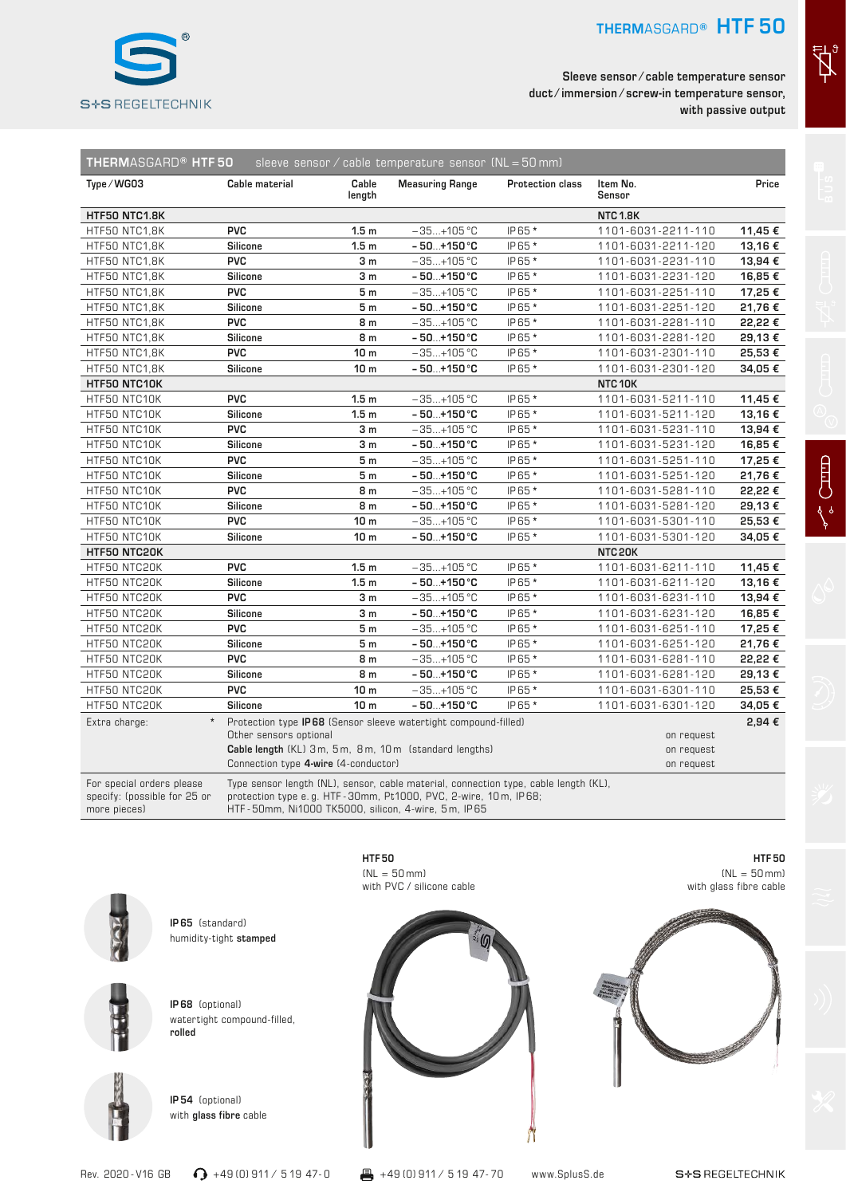# THERMASGARD® HTF 50

**Sleeve sensor / cable temperature sensor duct / immersion / screw-in temperature sensor, with passive output**

**THERMASGARD® HTF 50** sleeve sensor / cable temperature sensor (NL = 50 mm)

| Type / WG03 | Cable material | Cable length | Measuring Range | Protection class | Item No. Sensor | Price |
|---|---|---|---|---|---|---|
| **HTF50 NTC1.8K** | | | | | **NTC1.8K** | |
| HTF50 NTC1,8K | **PVC** | **1.5 m** | −35...+105 °C | IP65 * | 1101-6031-2211-110 | **11,45 €** |
| HTF50 NTC1,8K | **Silicone** | **1.5 m** | **−50...+150 °C** | IP65 * | 1101-6031-2211-120 | **13,16 €** |
| HTF50 NTC1,8K | **PVC** | **3 m** | −35...+105 °C | IP65 * | 1101-6031-2231-110 | **13,94 €** |
| HTF50 NTC1,8K | **Silicone** | **3 m** | **−50...+150 °C** | IP65 * | 1101-6031-2231-120 | **16,85 €** |
| HTF50 NTC1,8K | **PVC** | **5 m** | −35...+105 °C | IP65 * | 1101-6031-2251-110 | **17,25 €** |
| HTF50 NTC1,8K | **Silicone** | **5 m** | **−50...+150 °C** | IP65 * | 1101-6031-2251-120 | **21,76 €** |
| HTF50 NTC1,8K | **PVC** | **8 m** | −35...+105 °C | IP65 * | 1101-6031-2281-110 | **22,22 €** |
| HTF50 NTC1,8K | **Silicone** | **8 m** | **−50...+150 °C** | IP65 * | 1101-6031-2281-120 | **29,13 €** |
| HTF50 NTC1,8K | **PVC** | **10 m** | −35...+105 °C | IP65 * | 1101-6031-2301-110 | **25,53 €** |
| HTF50 NTC1,8K | **Silicone** | **10 m** | **−50...+150 °C** | IP65 * | 1101-6031-2301-120 | **34,05 €** |
| **HTF50 NTC10K** | | | | | **NTC10K** | |
| HTF50 NTC10K | **PVC** | **1.5 m** | −35...+105 °C | IP65 * | 1101-6031-5211-110 | **11,45 €** |
| HTF50 NTC10K | **Silicone** | **1.5 m** | **−50...+150 °C** | IP65 * | 1101-6031-5211-120 | **13,16 €** |
| HTF50 NTC10K | **PVC** | **3 m** | −35...+105 °C | IP65 * | 1101-6031-5231-110 | **13,94 €** |
| HTF50 NTC10K | **Silicone** | **3 m** | **−50...+150 °C** | IP65 * | 1101-6031-5231-120 | **16,85 €** |
| HTF50 NTC10K | **PVC** | **5 m** | −35...+105 °C | IP65 * | 1101-6031-5251-110 | **17,25 €** |
| HTF50 NTC10K | **Silicone** | **5 m** | **−50...+150 °C** | IP65 * | 1101-6031-5251-120 | **21,76 €** |
| HTF50 NTC10K | **PVC** | **8 m** | −35...+105 °C | IP65 * | 1101-6031-5281-110 | **22,22 €** |
| HTF50 NTC10K | **Silicone** | **8 m** | **−50...+150 °C** | IP65 * | 1101-6031-5281-120 | **29,13 €** |
| HTF50 NTC10K | **PVC** | **10 m** | −35...+105 °C | IP65 * | 1101-6031-5301-110 | **25,53 €** |
| HTF50 NTC10K | **Silicone** | **10 m** | **−50...+150 °C** | IP65 * | 1101-6031-5301-120 | **34,05 €** |
| **HTF50 NTC20K** | | | | | **NTC20K** | |
| HTF50 NTC20K | **PVC** | **1.5 m** | −35...+105 °C | IP65 * | 1101-6031-6211-110 | **11,45 €** |
| HTF50 NTC20K | **Silicone** | **1.5 m** | **−50...+150 °C** | IP65 * | 1101-6031-6211-120 | **13,16 €** |
| HTF50 NTC20K | **PVC** | **3 m** | −35...+105 °C | IP65 * | 1101-6031-6231-110 | **13,94 €** |
| HTF50 NTC20K | **Silicone** | **3 m** | **−50...+150 °C** | IP65 * | 1101-6031-6231-120 | **16,85 €** |
| HTF50 NTC20K | **PVC** | **5 m** | −35...+105 °C | IP65 * | 1101-6031-6251-110 | **17,25 €** |
| HTF50 NTC20K | **Silicone** | **5 m** | **−50...+150 °C** | IP65 * | 1101-6031-6251-120 | **21,76 €** |
| HTF50 NTC20K | **PVC** | **8 m** | −35...+105 °C | IP65 * | 1101-6031-6281-110 | **22,22 €** |
| HTF50 NTC20K | **Silicone** | **8 m** | **−50...+150 °C** | IP65 * | 1101-6031-6281-120 | **29,13 €** |
| HTF50 NTC20K | **PVC** | **10 m** | −35...+105 °C | IP65 * | 1101-6031-6301-110 | **25,53 €** |
| HTF50 NTC20K | **Silicone** | **10 m** | **−50...+150 °C** | IP65 * | 1101-6031-6301-120 | **34,05 €** |
| Extra charge: * | Protection type **IP68** (Sensor sleeve watertight compound-filled) | | | | | **2,94 €** |
| | Other sensors optional | | | | on request | |
| | **Cable length** (KL) 3 m, 5 m, 8 m, 10 m (standard lengths) | | | | on request | |
| | Connection type **4-wire** (4-conductor) | | | | on request | |
| For special orders please specify: (possible for 25 or more pieces) | Type sensor length (NL), sensor, cable material, connection type, cable length (KL), protection type e. g. HTF-30mm, Pt1000, PVC, 2-wire, 10 m, IP68; HTF-50mm, Ni1000 TK5000, silicon, 4-wire, 5 m, IP65 | | | | | |

**IP65** (standard)
humidity-tight **stamped**

**IP68** (optional)
watertight compound-filled, **rolled**

**IP54** (optional)
with **glass fibre** cable

**HTF50**
(NL = 50 mm)
with PVC / silicone cable

**HTF50**
(NL = 50 mm)
with glass fibre cable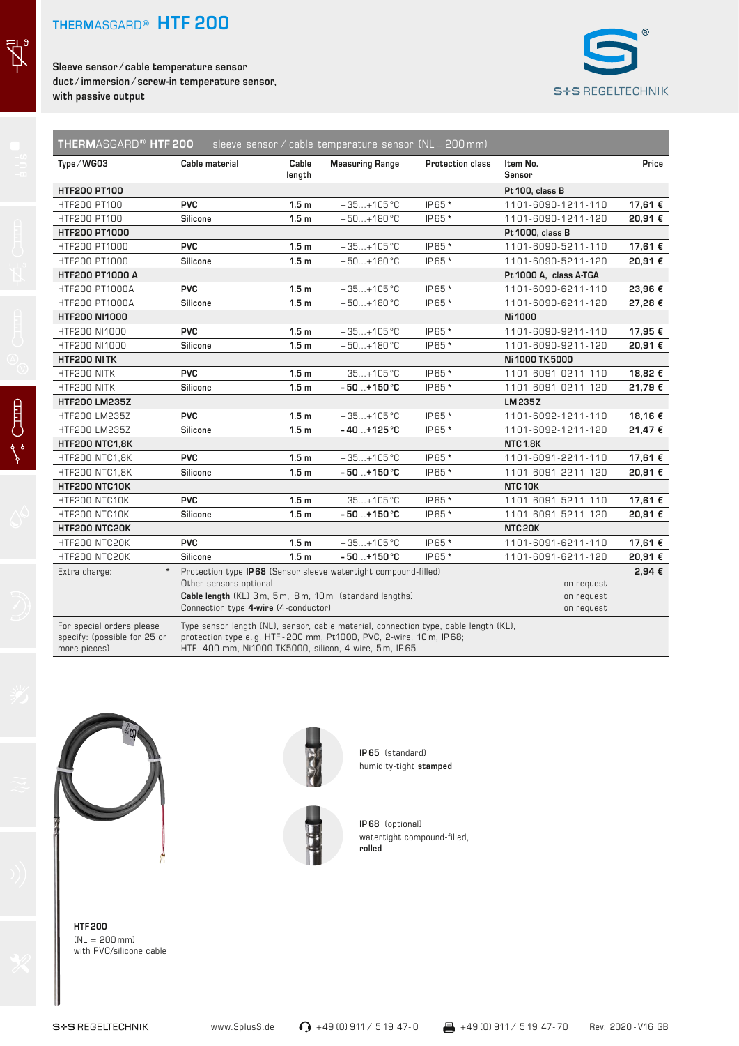# THERMASGARD® HTF 200

**Sleeve sensor / cable temperature sensor duct / immersion / screw-in temperature sensor, with passive output**

S+S REGELTECHNIK

## THERMASGARD® HTF 200 sleeve sensor / cable temperature sensor (NL = 200 mm)

| Type / WG03 | Cable material | Cable length | Measuring Range | Protection class | Item No. Sensor | Price |
|---|---|---|---|---|---|---|
| **HTF200 PT100** | | | | | **Pt 100, class B** | |
| HTF200 PT100 | **PVC** | **1.5 m** | – 35...+105 °C | IP 65 * | 1101-6090-1211-110 | **17,61 €** |
| HTF200 PT100 | **Silicone** | **1.5 m** | – 50...+180 °C | IP 65 * | 1101-6090-1211-120 | **20,91 €** |
| **HTF200 PT1000** | | | | | **Pt 1000, class B** | |
| HTF200 PT1000 | **PVC** | **1.5 m** | – 35...+105 °C | IP 65 * | 1101-6090-5211-110 | **17,61 €** |
| HTF200 PT1000 | **Silicone** | **1.5 m** | – 50...+180 °C | IP 65 * | 1101-6090-5211-120 | **20,91 €** |
| **HTF200 PT1000 A** | | | | | **Pt 1000 A, class A-TGA** | |
| HTF200 PT1000A | **PVC** | **1.5 m** | – 35...+105 °C | IP 65 * | 1101-6090-6211-110 | **23,96 €** |
| HTF200 PT1000A | **Silicone** | **1.5 m** | – 50...+180 °C | IP 65 * | 1101-6090-6211-120 | **27,28 €** |
| **HTF200 NI1000** | | | | | **Ni 1000** | |
| HTF200 NI1000 | **PVC** | **1.5 m** | – 35...+105 °C | IP 65 * | 1101-6090-9211-110 | **17,95 €** |
| HTF200 NI1000 | **Silicone** | **1.5 m** | – 50...+180 °C | IP 65 * | 1101-6090-9211-120 | **20,91 €** |
| **HTF200 NI TK** | | | | | **Ni 1000 TK 5000** | |
| HTF200 NITK | **PVC** | **1.5 m** | – 35...+105 °C | IP 65 * | 1101-6091-0211-110 | **18,82 €** |
| HTF200 NITK | **Silicone** | **1.5 m** | **– 50...+150 °C** | IP 65 * | 1101-6091-0211-120 | **21,79 €** |
| **HTF200 LM235Z** | | | | | **LM 235 Z** | |
| HTF200 LM235Z | **PVC** | **1.5 m** | – 35...+105 °C | IP 65 * | 1101-6092-1211-110 | **18,16 €** |
| HTF200 LM235Z | **Silicone** | **1.5 m** | **– 40...+125 °C** | IP 65 * | 1101-6092-1211-120 | **21,47 €** |
| **HTF200 NTC1,8K** | | | | | **NTC 1.8K** | |
| HTF200 NTC1,8K | **PVC** | **1.5 m** | – 35...+105 °C | IP 65 * | 1101-6091-2211-110 | **17,61 €** |
| HTF200 NTC1,8K | **Silicone** | **1.5 m** | **– 50...+150 °C** | IP 65 * | 1101-6091-2211-120 | **20,91 €** |
| **HTF200 NTC10K** | | | | | **NTC 10K** | |
| HTF200 NTC10K | **PVC** | **1.5 m** | – 35...+105 °C | IP 65 * | 1101-6091-5211-110 | **17,61 €** |
| HTF200 NTC10K | **Silicone** | **1.5 m** | **– 50...+150 °C** | IP 65 * | 1101-6091-5211-120 | **20,91 €** |
| **HTF200 NTC20K** | | | | | **NTC 20K** | |
| HTF200 NTC20K | **PVC** | **1.5 m** | – 35...+105 °C | IP 65 * | 1101-6091-6211-110 | **17,61 €** |
| HTF200 NTC20K | **Silicone** | **1.5 m** | **– 50...+150 °C** | IP 65 * | 1101-6091-6211-120 | **20,91 €** |

| Extra charge: | | |
|---|---|---|
| * | Protection type **IP 68** (Sensor sleeve watertight compound-filled) | **2,94 €** |
| | Other sensors optional | on request |
| | **Cable length** (KL) 3 m, 5 m, 8 m, 10 m (standard lengths) | on request |
| | Connection type **4-wire** (4-conductor) | on request |

For special orders please specify: (possible for 25 or more pieces)
Type sensor length (NL), sensor, cable material, connection type, cable length (KL), protection type e. g. HTF - 200 mm, Pt1000, PVC, 2-wire, 10 m, IP 68; HTF - 400 mm, Ni1000 TK5000, silicon, 4-wire, 5 m, IP 65

**IP 65** (standard)
humidity-tight **stamped**

**IP 68** (optional)
watertight compound-filled, **rolled**

HTF 200
(NL = 200 mm)
with PVC/silicone cable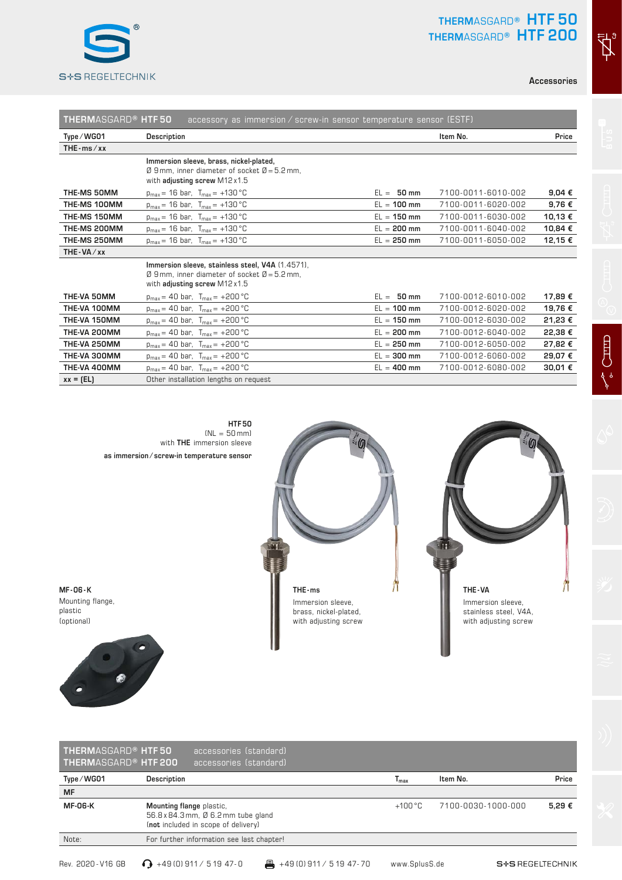THERMASGARD® HTF 50
THERMASGARD® HTF 200

Accessories

## THERMASGARD® HTF 50 accessory as immersion / screw-in sensor temperature sensor (ESTF)

| Type / WG01 | Description | | Item No. | Price |
|---|---|---|---|---|
| **THE-ms / xx** | | | | |
| | **Immersion sleeve, brass, nickel-plated,** Ø 9 mm, inner diameter of socket Ø = 5.2 mm, with **adjusting screw** M12 x 1.5 | | | |
| **THE-MS 50MM** | $p_{max}$ = 16 bar, $T_{max}$ = +130 °C | EL = **50 mm** | 7100-0011-6010-002 | **9,04 €** |
| **THE-MS 100MM** | $p_{max}$ = 16 bar, $T_{max}$ = +130 °C | EL = **100 mm** | 7100-0011-6020-002 | **9,76 €** |
| **THE-MS 150MM** | $p_{max}$ = 16 bar, $T_{max}$ = +130 °C | EL = **150 mm** | 7100-0011-6030-002 | **10,13 €** |
| **THE-MS 200MM** | $p_{max}$ = 16 bar, $T_{max}$ = +130 °C | EL = **200 mm** | 7100-0011-6040-002 | **10,84 €** |
| **THE-MS 250MM** | $p_{max}$ = 16 bar, $T_{max}$ = +130 °C | EL = **250 mm** | 7100-0011-6050-002 | **12,15 €** |
| **THE-VA / xx** | | | | |
| | **Immersion sleeve, stainless steel, V4A** (1.4571), Ø 9 mm, inner diameter of socket Ø = 5.2 mm, with **adjusting screw** M12 x 1.5 | | | |
| **THE-VA 50MM** | $p_{max}$ = 40 bar, $T_{max}$ = +200 °C | EL = **50 mm** | 7100-0012-6010-002 | **17,89 €** |
| **THE-VA 100MM** | $p_{max}$ = 40 bar, $T_{max}$ = +200 °C | EL = **100 mm** | 7100-0012-6020-002 | **19,76 €** |
| **THE-VA 150MM** | $p_{max}$ = 40 bar, $T_{max}$ = +200 °C | EL = **150 mm** | 7100-0012-6030-002 | **21,23 €** |
| **THE-VA 200MM** | $p_{max}$ = 40 bar, $T_{max}$ = +200 °C | EL = **200 mm** | 7100-0012-6040-002 | **22,38 €** |
| **THE-VA 250MM** | $p_{max}$ = 40 bar, $T_{max}$ = +200 °C | EL = **250 mm** | 7100-0012-6050-002 | **27,82 €** |
| **THE-VA 300MM** | $p_{max}$ = 40 bar, $T_{max}$ = +200 °C | EL = **300 mm** | 7100-0012-6060-002 | **29,07 €** |
| **THE-VA 400MM** | $p_{max}$ = 40 bar, $T_{max}$ = +200 °C | EL = **400 mm** | 7100-0012-6080-002 | **30,01 €** |
| **xx = (EL)** | Other installation lengths on request | | | |

**HTF 50**
(NL = 50 mm)
with **THE** immersion sleeve
**as immersion / screw-in temperature sensor**

**MF-06-K**
Mounting flange,
plastic
(optional)

**THE-ms**
Immersion sleeve,
brass, nickel-plated,
with adjusting screw

**THE-VA**
Immersion sleeve,
stainless steel, V4A,
with adjusting screw

## THERMASGARD® HTF 50 accessories (standard)
## THERMASGARD® HTF 200 accessories (standard)

| Type / WG01 | Description | $T_{max}$ | Item No. | Price |
|---|---|---|---|---|
| **MF** | | | | |
| **MF-06-K** | **Mounting flange** plastic, 56.8 x 84.3 mm, Ø 6.2 mm tube gland (**not** included in scope of delivery) | +100 °C | 7100-0030-1000-000 | **5,29 €** |
| Note: | For further information see last chapter! | | | |